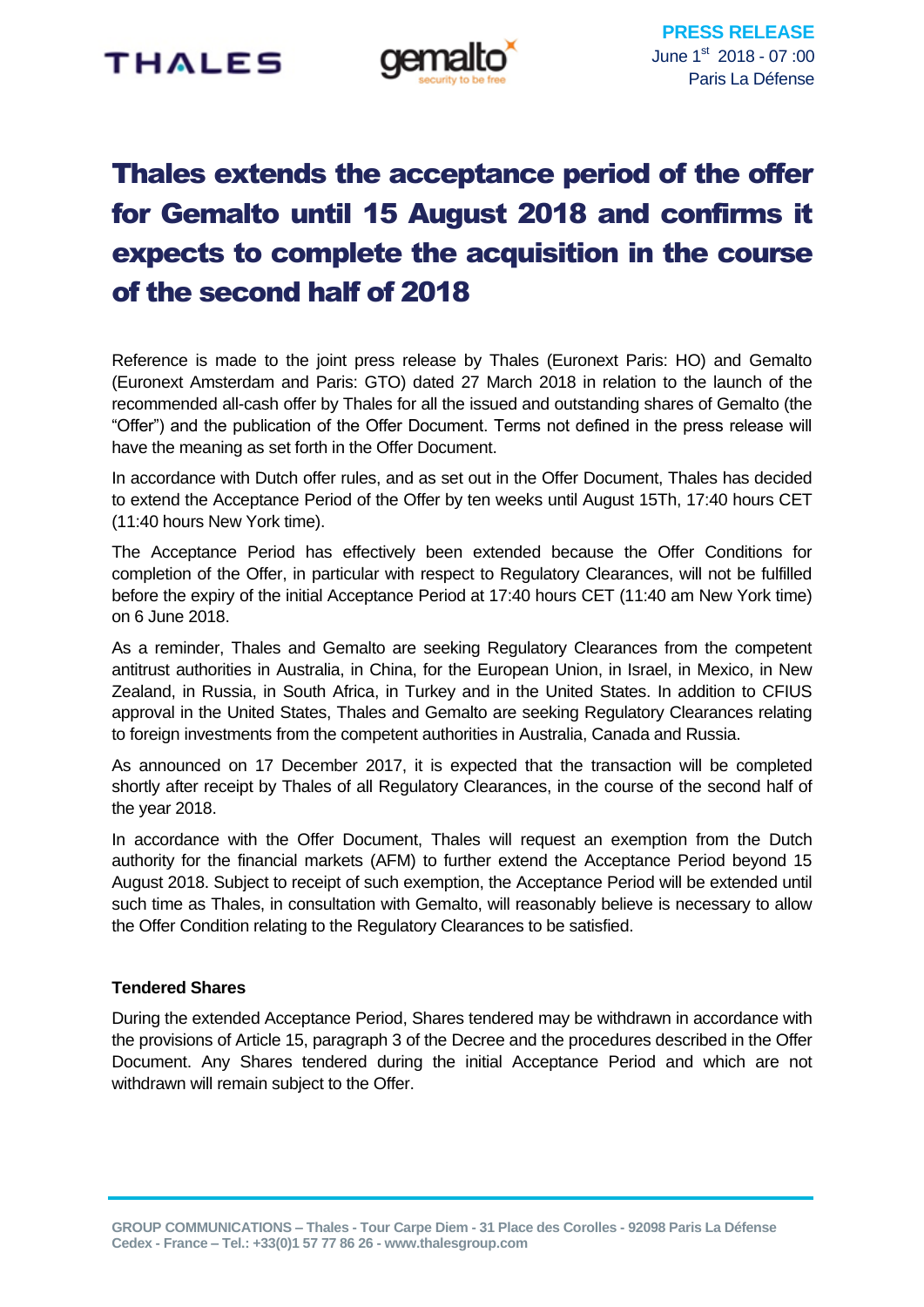**PRESS RELEASE**
June 1st 2018 - 07 :00
Paris La Défense

# Thales extends the acceptance period of the offer for Gemalto until 15 August 2018 and confirms it expects to complete the acquisition in the course of the second half of 2018

Reference is made to the joint press release by Thales (Euronext Paris: HO) and Gemalto (Euronext Amsterdam and Paris: GTO) dated 27 March 2018 in relation to the launch of the recommended all-cash offer by Thales for all the issued and outstanding shares of Gemalto (the "Offer") and the publication of the Offer Document. Terms not defined in the press release will have the meaning as set forth in the Offer Document.

In accordance with Dutch offer rules, and as set out in the Offer Document, Thales has decided to extend the Acceptance Period of the Offer by ten weeks until August 15Th, 17:40 hours CET (11:40 hours New York time).

The Acceptance Period has effectively been extended because the Offer Conditions for completion of the Offer, in particular with respect to Regulatory Clearances, will not be fulfilled before the expiry of the initial Acceptance Period at 17:40 hours CET (11:40 am New York time) on 6 June 2018.

As a reminder, Thales and Gemalto are seeking Regulatory Clearances from the competent antitrust authorities in Australia, in China, for the European Union, in Israel, in Mexico, in New Zealand, in Russia, in South Africa, in Turkey and in the United States. In addition to CFIUS approval in the United States, Thales and Gemalto are seeking Regulatory Clearances relating to foreign investments from the competent authorities in Australia, Canada and Russia.

As announced on 17 December 2017, it is expected that the transaction will be completed shortly after receipt by Thales of all Regulatory Clearances, in the course of the second half of the year 2018.

In accordance with the Offer Document, Thales will request an exemption from the Dutch authority for the financial markets (AFM) to further extend the Acceptance Period beyond 15 August 2018. Subject to receipt of such exemption, the Acceptance Period will be extended until such time as Thales, in consultation with Gemalto, will reasonably believe is necessary to allow the Offer Condition relating to the Regulatory Clearances to be satisfied.

**Tendered Shares**

During the extended Acceptance Period, Shares tendered may be withdrawn in accordance with the provisions of Article 15, paragraph 3 of the Decree and the procedures described in the Offer Document. Any Shares tendered during the initial Acceptance Period and which are not withdrawn will remain subject to the Offer.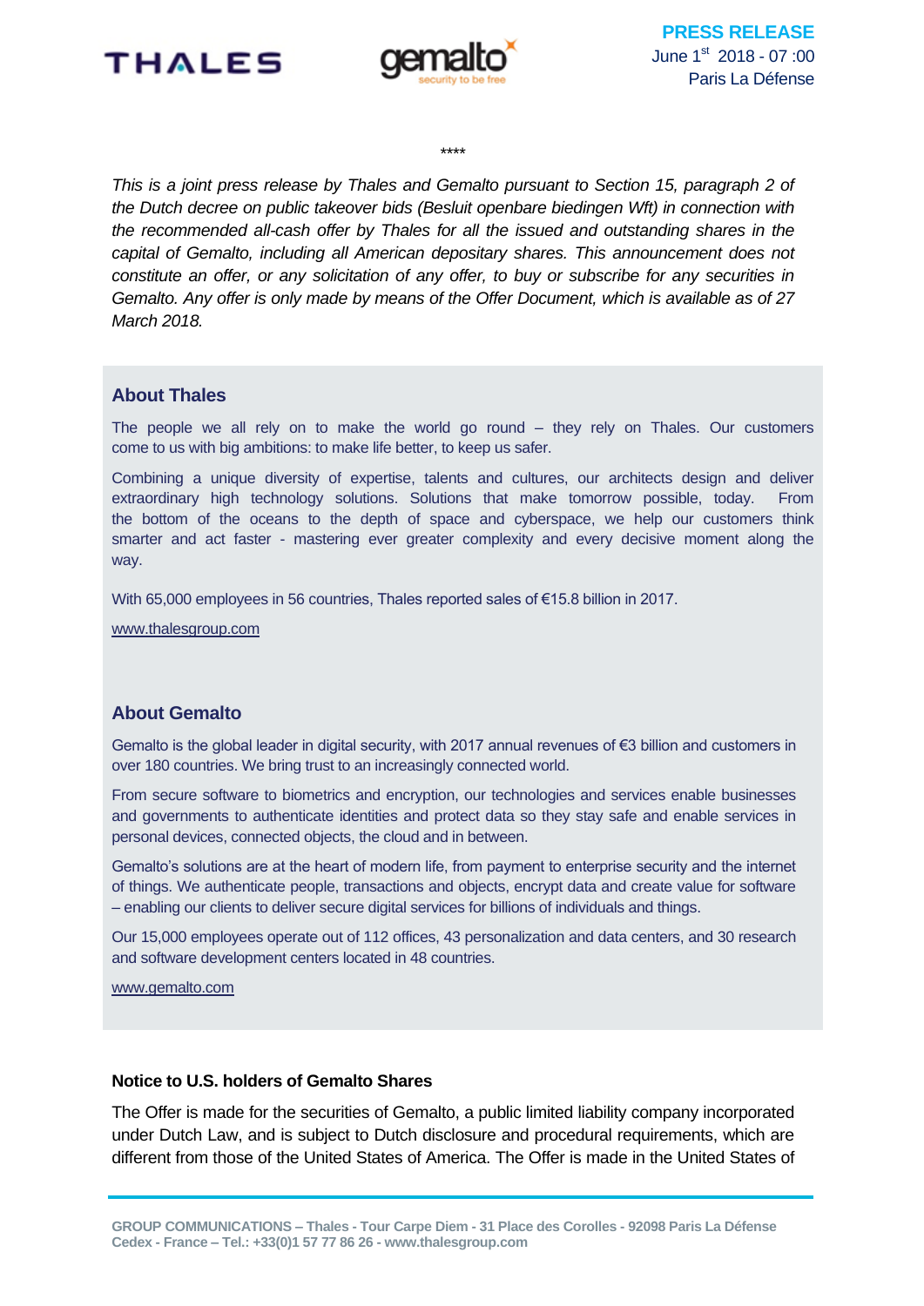****

*This is a joint press release by Thales and Gemalto pursuant to Section 15, paragraph 2 of the Dutch decree on public takeover bids (Besluit openbare biedingen Wft) in connection with the recommended all-cash offer by Thales for all the issued and outstanding shares in the capital of Gemalto, including all American depositary shares. This announcement does not constitute an offer, or any solicitation of any offer, to buy or subscribe for any securities in Gemalto. Any offer is only made by means of the Offer Document, which is available as of 27 March 2018.*

## About Thales

The people we all rely on to make the world go round – they rely on Thales. Our customers come to us with big ambitions: to make life better, to keep us safer.

Combining a unique diversity of expertise, talents and cultures, our architects design and deliver extraordinary high technology solutions. Solutions that make tomorrow possible, today. From the bottom of the oceans to the depth of space and cyberspace, we help our customers think smarter and act faster - mastering ever greater complexity and every decisive moment along the way.

With 65,000 employees in 56 countries, Thales reported sales of €15.8 billion in 2017.

www.thalesgroup.com

## About Gemalto

Gemalto is the global leader in digital security, with 2017 annual revenues of €3 billion and customers in over 180 countries. We bring trust to an increasingly connected world.

From secure software to biometrics and encryption, our technologies and services enable businesses and governments to authenticate identities and protect data so they stay safe and enable services in personal devices, connected objects, the cloud and in between.

Gemalto's solutions are at the heart of modern life, from payment to enterprise security and the internet of things. We authenticate people, transactions and objects, encrypt data and create value for software – enabling our clients to deliver secure digital services for billions of individuals and things.

Our 15,000 employees operate out of 112 offices, 43 personalization and data centers, and 30 research and software development centers located in 48 countries.

www.gemalto.com

**Notice to U.S. holders of Gemalto Shares**

The Offer is made for the securities of Gemalto, a public limited liability company incorporated under Dutch Law, and is subject to Dutch disclosure and procedural requirements, which are different from those of the United States of America. The Offer is made in the United States of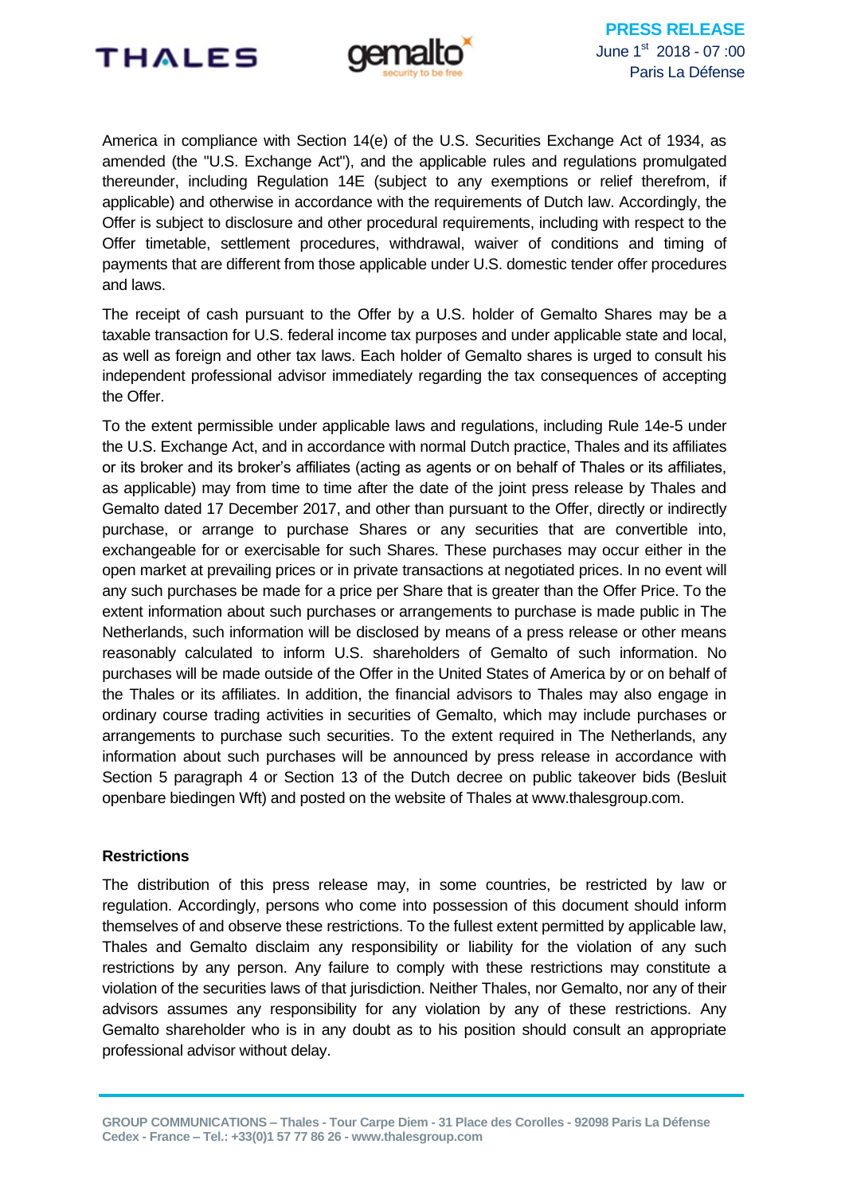America in compliance with Section 14(e) of the U.S. Securities Exchange Act of 1934, as amended (the "U.S. Exchange Act"), and the applicable rules and regulations promulgated thereunder, including Regulation 14E (subject to any exemptions or relief therefrom, if applicable) and otherwise in accordance with the requirements of Dutch law. Accordingly, the Offer is subject to disclosure and other procedural requirements, including with respect to the Offer timetable, settlement procedures, withdrawal, waiver of conditions and timing of payments that are different from those applicable under U.S. domestic tender offer procedures and laws.

The receipt of cash pursuant to the Offer by a U.S. holder of Gemalto Shares may be a taxable transaction for U.S. federal income tax purposes and under applicable state and local, as well as foreign and other tax laws. Each holder of Gemalto shares is urged to consult his independent professional advisor immediately regarding the tax consequences of accepting the Offer.

To the extent permissible under applicable laws and regulations, including Rule 14e-5 under the U.S. Exchange Act, and in accordance with normal Dutch practice, Thales and its affiliates or its broker and its broker's affiliates (acting as agents or on behalf of Thales or its affiliates, as applicable) may from time to time after the date of the joint press release by Thales and Gemalto dated 17 December 2017, and other than pursuant to the Offer, directly or indirectly purchase, or arrange to purchase Shares or any securities that are convertible into, exchangeable for or exercisable for such Shares. These purchases may occur either in the open market at prevailing prices or in private transactions at negotiated prices. In no event will any such purchases be made for a price per Share that is greater than the Offer Price. To the extent information about such purchases or arrangements to purchase is made public in The Netherlands, such information will be disclosed by means of a press release or other means reasonably calculated to inform U.S. shareholders of Gemalto of such information. No purchases will be made outside of the Offer in the United States of America by or on behalf of the Thales or its affiliates. In addition, the financial advisors to Thales may also engage in ordinary course trading activities in securities of Gemalto, which may include purchases or arrangements to purchase such securities. To the extent required in The Netherlands, any information about such purchases will be announced by press release in accordance with Section 5 paragraph 4 or Section 13 of the Dutch decree on public takeover bids (Besluit openbare biedingen Wft) and posted on the website of Thales at www.thalesgroup.com.

**Restrictions**

The distribution of this press release may, in some countries, be restricted by law or regulation. Accordingly, persons who come into possession of this document should inform themselves of and observe these restrictions. To the fullest extent permitted by applicable law, Thales and Gemalto disclaim any responsibility or liability for the violation of any such restrictions by any person. Any failure to comply with these restrictions may constitute a violation of the securities laws of that jurisdiction. Neither Thales, nor Gemalto, nor any of their advisors assumes any responsibility for any violation by any of these restrictions. Any Gemalto shareholder who is in any doubt as to his position should consult an appropriate professional advisor without delay.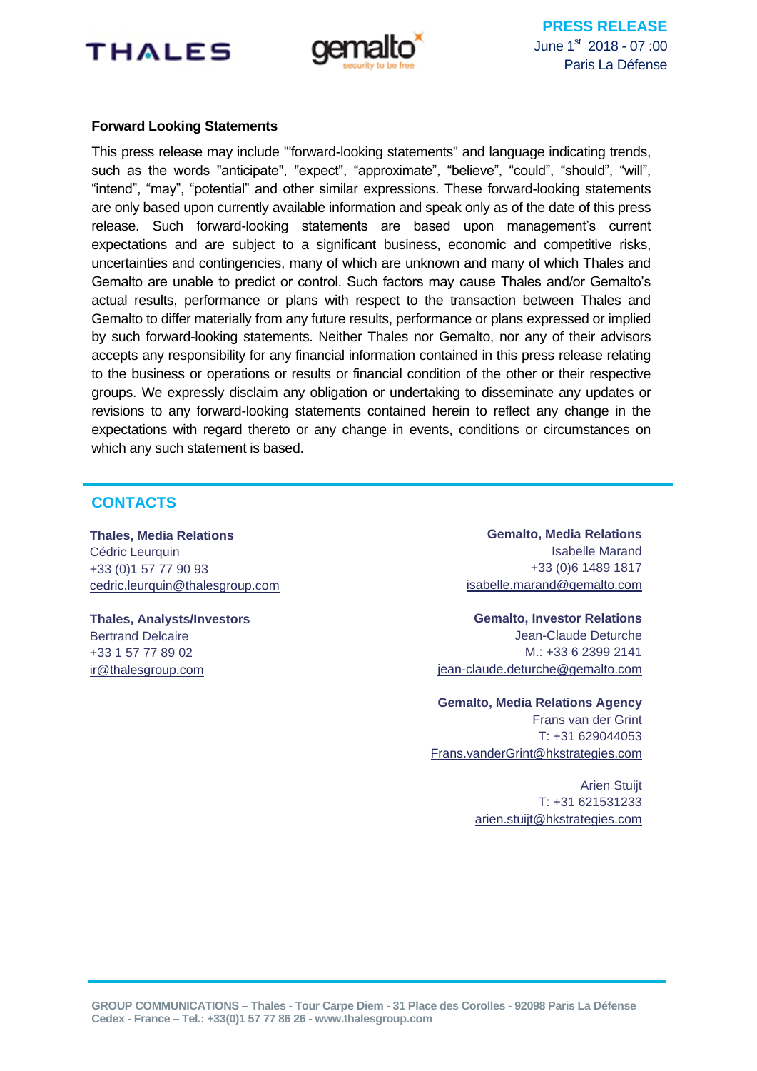### Forward Looking Statements

This press release may include "'forward-looking statements" and language indicating trends, such as the words "anticipate", "expect", "approximate", "believe", "could", "should", "will", "intend", "may", "potential" and other similar expressions. These forward-looking statements are only based upon currently available information and speak only as of the date of this press release. Such forward-looking statements are based upon management's current expectations and are subject to a significant business, economic and competitive risks, uncertainties and contingencies, many of which are unknown and many of which Thales and Gemalto are unable to predict or control. Such factors may cause Thales and/or Gemalto's actual results, performance or plans with respect to the transaction between Thales and Gemalto to differ materially from any future results, performance or plans expressed or implied by such forward-looking statements. Neither Thales nor Gemalto, nor any of their advisors accepts any responsibility for any financial information contained in this press release relating to the business or operations or results or financial condition of the other or their respective groups. We expressly disclaim any obligation or undertaking to disseminate any updates or revisions to any forward-looking statements contained herein to reflect any change in the expectations with regard thereto or any change in events, conditions or circumstances on which any such statement is based.

## CONTACTS

**Thales, Media Relations**
Cédric Leurquin
+33 (0)1 57 77 90 93
cedric.leurquin@thalesgroup.com

**Thales, Analysts/Investors**
Bertrand Delcaire
+33 1 57 77 89 02
ir@thalesgroup.com

**Gemalto, Media Relations**
Isabelle Marand
+33 (0)6 1489 1817
isabelle.marand@gemalto.com

**Gemalto, Investor Relations**
Jean-Claude Deturche
M.: +33 6 2399 2141
jean-claude.deturche@gemalto.com

**Gemalto, Media Relations Agency**
Frans van der Grint
T: +31 629044053
Frans.vanderGrint@hkstrategies.com

Arien Stuijt
T: +31 621531233
arien.stuijt@hkstrategies.com

**GROUP COMMUNICATIONS – Thales - Tour Carpe Diem - 31 Place des Corolles - 92098 Paris La Défense Cedex - France – Tel.: +33(0)1 57 77 86 26 - www.thalesgroup.com**